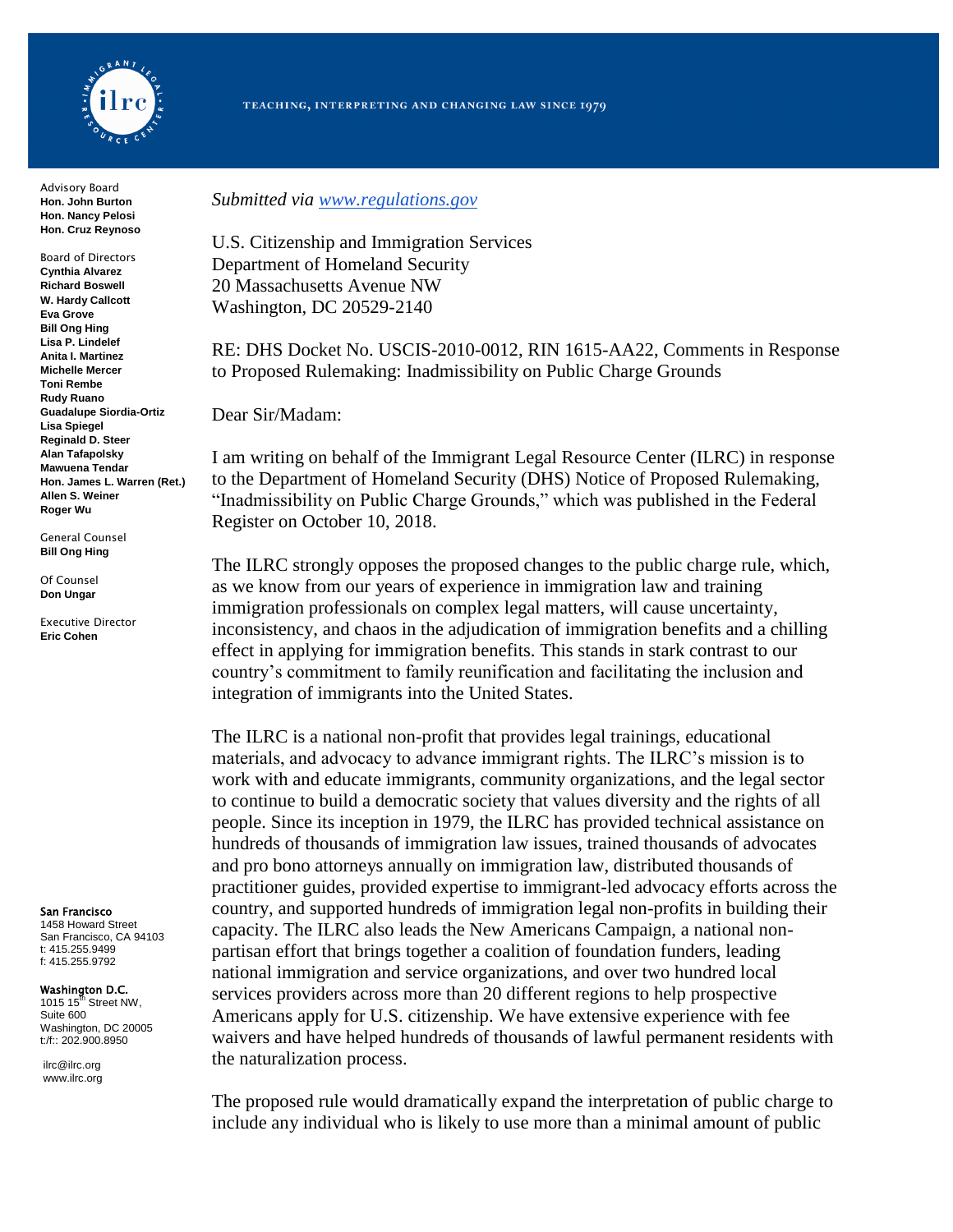TEACHING, INTERPRETING AND CHANGING LAW SINCE 1979

Advisory Board
**Hon. John Burton**
**Hon. Nancy Pelosi**
**Hon. Cruz Reynoso**

Board of Directors
**Cynthia Alvarez**
**Richard Boswell**
**W. Hardy Callcott**
**Eva Grove**
**Bill Ong Hing**
**Lisa P. Lindelef**
**Anita I. Martinez**
**Michelle Mercer**
**Toni Rembe**
**Rudy Ruano**
**Guadalupe Siordia-Ortiz**
**Lisa Spiegel**
**Reginald D. Steer**
**Alan Tafapolsky**
**Mawuena Tendar**
**Hon. James L. Warren (Ret.)**
**Allen S. Weiner**
**Roger Wu**

General Counsel
**Bill Ong Hing**

Of Counsel
**Don Ungar**

Executive Director
**Eric Cohen**

**San Francisco**
1458 Howard Street
San Francisco, CA 94103
t: 415.255.9499
f: 415.255.9792

**Washington D.C.**
1015 15th Street NW,
Suite 600
Washington, DC 20005
t/f:: 202.900.8950

ilrc@ilrc.org
www.ilrc.org

*Submitted via www.regulations.gov*

U.S. Citizenship and Immigration Services
Department of Homeland Security
20 Massachusetts Avenue NW
Washington, DC 20529-2140

RE: DHS Docket No. USCIS-2010-0012, RIN 1615-AA22, Comments in Response to Proposed Rulemaking: Inadmissibility on Public Charge Grounds

Dear Sir/Madam:

I am writing on behalf of the Immigrant Legal Resource Center (ILRC) in response to the Department of Homeland Security (DHS) Notice of Proposed Rulemaking, "Inadmissibility on Public Charge Grounds," which was published in the Federal Register on October 10, 2018.

The ILRC strongly opposes the proposed changes to the public charge rule, which, as we know from our years of experience in immigration law and training immigration professionals on complex legal matters, will cause uncertainty, inconsistency, and chaos in the adjudication of immigration benefits and a chilling effect in applying for immigration benefits. This stands in stark contrast to our country's commitment to family reunification and facilitating the inclusion and integration of immigrants into the United States.

The ILRC is a national non-profit that provides legal trainings, educational materials, and advocacy to advance immigrant rights. The ILRC's mission is to work with and educate immigrants, community organizations, and the legal sector to continue to build a democratic society that values diversity and the rights of all people. Since its inception in 1979, the ILRC has provided technical assistance on hundreds of thousands of immigration law issues, trained thousands of advocates and pro bono attorneys annually on immigration law, distributed thousands of practitioner guides, provided expertise to immigrant-led advocacy efforts across the country, and supported hundreds of immigration legal non-profits in building their capacity. The ILRC also leads the New Americans Campaign, a national non-partisan effort that brings together a coalition of foundation funders, leading national immigration and service organizations, and over two hundred local services providers across more than 20 different regions to help prospective Americans apply for U.S. citizenship. We have extensive experience with fee waivers and have helped hundreds of thousands of lawful permanent residents with the naturalization process.

The proposed rule would dramatically expand the interpretation of public charge to include any individual who is likely to use more than a minimal amount of public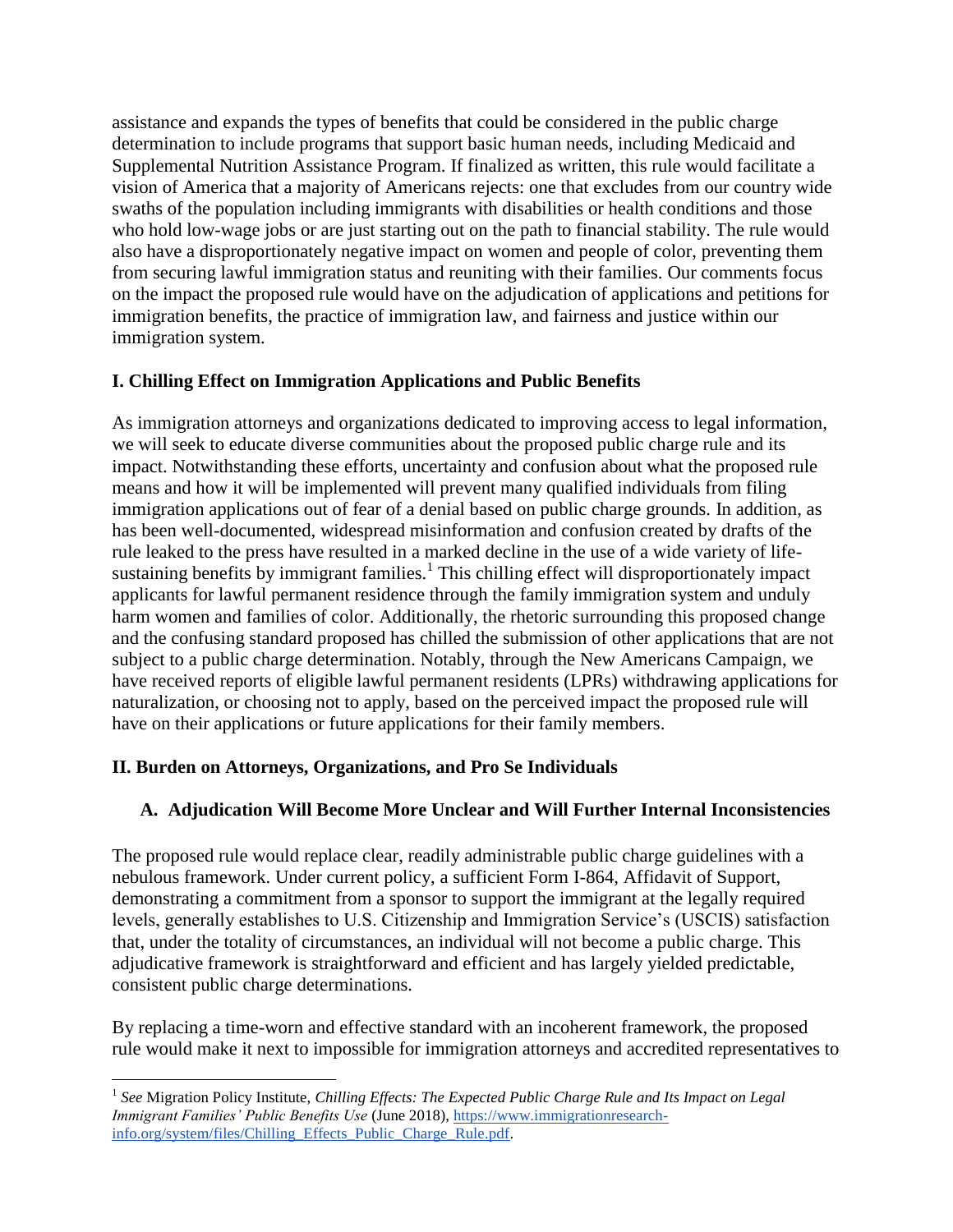assistance and expands the types of benefits that could be considered in the public charge determination to include programs that support basic human needs, including Medicaid and Supplemental Nutrition Assistance Program. If finalized as written, this rule would facilitate a vision of America that a majority of Americans rejects: one that excludes from our country wide swaths of the population including immigrants with disabilities or health conditions and those who hold low-wage jobs or are just starting out on the path to financial stability. The rule would also have a disproportionately negative impact on women and people of color, preventing them from securing lawful immigration status and reuniting with their families. Our comments focus on the impact the proposed rule would have on the adjudication of applications and petitions for immigration benefits, the practice of immigration law, and fairness and justice within our immigration system.

## I. Chilling Effect on Immigration Applications and Public Benefits

As immigration attorneys and organizations dedicated to improving access to legal information, we will seek to educate diverse communities about the proposed public charge rule and its impact. Notwithstanding these efforts, uncertainty and confusion about what the proposed rule means and how it will be implemented will prevent many qualified individuals from filing immigration applications out of fear of a denial based on public charge grounds. In addition, as has been well-documented, widespread misinformation and confusion created by drafts of the rule leaked to the press have resulted in a marked decline in the use of a wide variety of life-sustaining benefits by immigrant families.[1] This chilling effect will disproportionately impact applicants for lawful permanent residence through the family immigration system and unduly harm women and families of color. Additionally, the rhetoric surrounding this proposed change and the confusing standard proposed has chilled the submission of other applications that are not subject to a public charge determination. Notably, through the New Americans Campaign, we have received reports of eligible lawful permanent residents (LPRs) withdrawing applications for naturalization, or choosing not to apply, based on the perceived impact the proposed rule will have on their applications or future applications for their family members.

## II. Burden on Attorneys, Organizations, and Pro Se Individuals

### A. Adjudication Will Become More Unclear and Will Further Internal Inconsistencies

The proposed rule would replace clear, readily administrable public charge guidelines with a nebulous framework. Under current policy, a sufficient Form I-864, Affidavit of Support, demonstrating a commitment from a sponsor to support the immigrant at the legally required levels, generally establishes to U.S. Citizenship and Immigration Service's (USCIS) satisfaction that, under the totality of circumstances, an individual will not become a public charge. This adjudicative framework is straightforward and efficient and has largely yielded predictable, consistent public charge determinations.

By replacing a time-worn and effective standard with an incoherent framework, the proposed rule would make it next to impossible for immigration attorneys and accredited representatives to

---

[1] *See* Migration Policy Institute, *Chilling Effects: The Expected Public Charge Rule and Its Impact on Legal Immigrant Families' Public Benefits Use* (June 2018), https://www.immigrationresearch-info.org/system/files/Chilling_Effects_Public_Charge_Rule.pdf.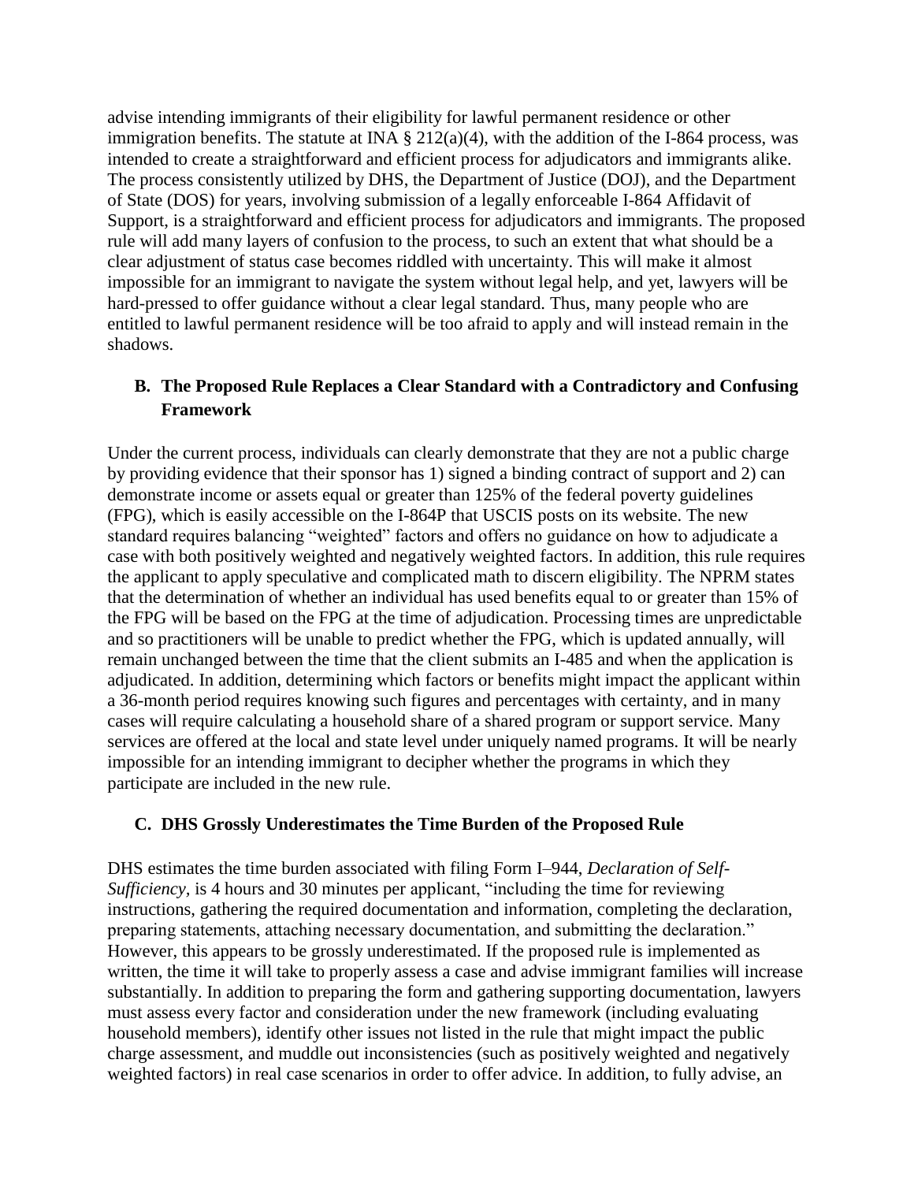advise intending immigrants of their eligibility for lawful permanent residence or other immigration benefits. The statute at INA § 212(a)(4), with the addition of the I-864 process, was intended to create a straightforward and efficient process for adjudicators and immigrants alike. The process consistently utilized by DHS, the Department of Justice (DOJ), and the Department of State (DOS) for years, involving submission of a legally enforceable I-864 Affidavit of Support, is a straightforward and efficient process for adjudicators and immigrants. The proposed rule will add many layers of confusion to the process, to such an extent that what should be a clear adjustment of status case becomes riddled with uncertainty. This will make it almost impossible for an immigrant to navigate the system without legal help, and yet, lawyers will be hard-pressed to offer guidance without a clear legal standard. Thus, many people who are entitled to lawful permanent residence will be too afraid to apply and will instead remain in the shadows.

### B. The Proposed Rule Replaces a Clear Standard with a Contradictory and Confusing Framework

Under the current process, individuals can clearly demonstrate that they are not a public charge by providing evidence that their sponsor has 1) signed a binding contract of support and 2) can demonstrate income or assets equal or greater than 125% of the federal poverty guidelines (FPG), which is easily accessible on the I-864P that USCIS posts on its website. The new standard requires balancing "weighted" factors and offers no guidance on how to adjudicate a case with both positively weighted and negatively weighted factors. In addition, this rule requires the applicant to apply speculative and complicated math to discern eligibility. The NPRM states that the determination of whether an individual has used benefits equal to or greater than 15% of the FPG will be based on the FPG at the time of adjudication. Processing times are unpredictable and so practitioners will be unable to predict whether the FPG, which is updated annually, will remain unchanged between the time that the client submits an I-485 and when the application is adjudicated. In addition, determining which factors or benefits might impact the applicant within a 36-month period requires knowing such figures and percentages with certainty, and in many cases will require calculating a household share of a shared program or support service. Many services are offered at the local and state level under uniquely named programs. It will be nearly impossible for an intending immigrant to decipher whether the programs in which they participate are included in the new rule.

### C. DHS Grossly Underestimates the Time Burden of the Proposed Rule

DHS estimates the time burden associated with filing Form I–944, *Declaration of Self-Sufficiency,* is 4 hours and 30 minutes per applicant, "including the time for reviewing instructions, gathering the required documentation and information, completing the declaration, preparing statements, attaching necessary documentation, and submitting the declaration." However, this appears to be grossly underestimated. If the proposed rule is implemented as written, the time it will take to properly assess a case and advise immigrant families will increase substantially. In addition to preparing the form and gathering supporting documentation, lawyers must assess every factor and consideration under the new framework (including evaluating household members), identify other issues not listed in the rule that might impact the public charge assessment, and muddle out inconsistencies (such as positively weighted and negatively weighted factors) in real case scenarios in order to offer advice. In addition, to fully advise, an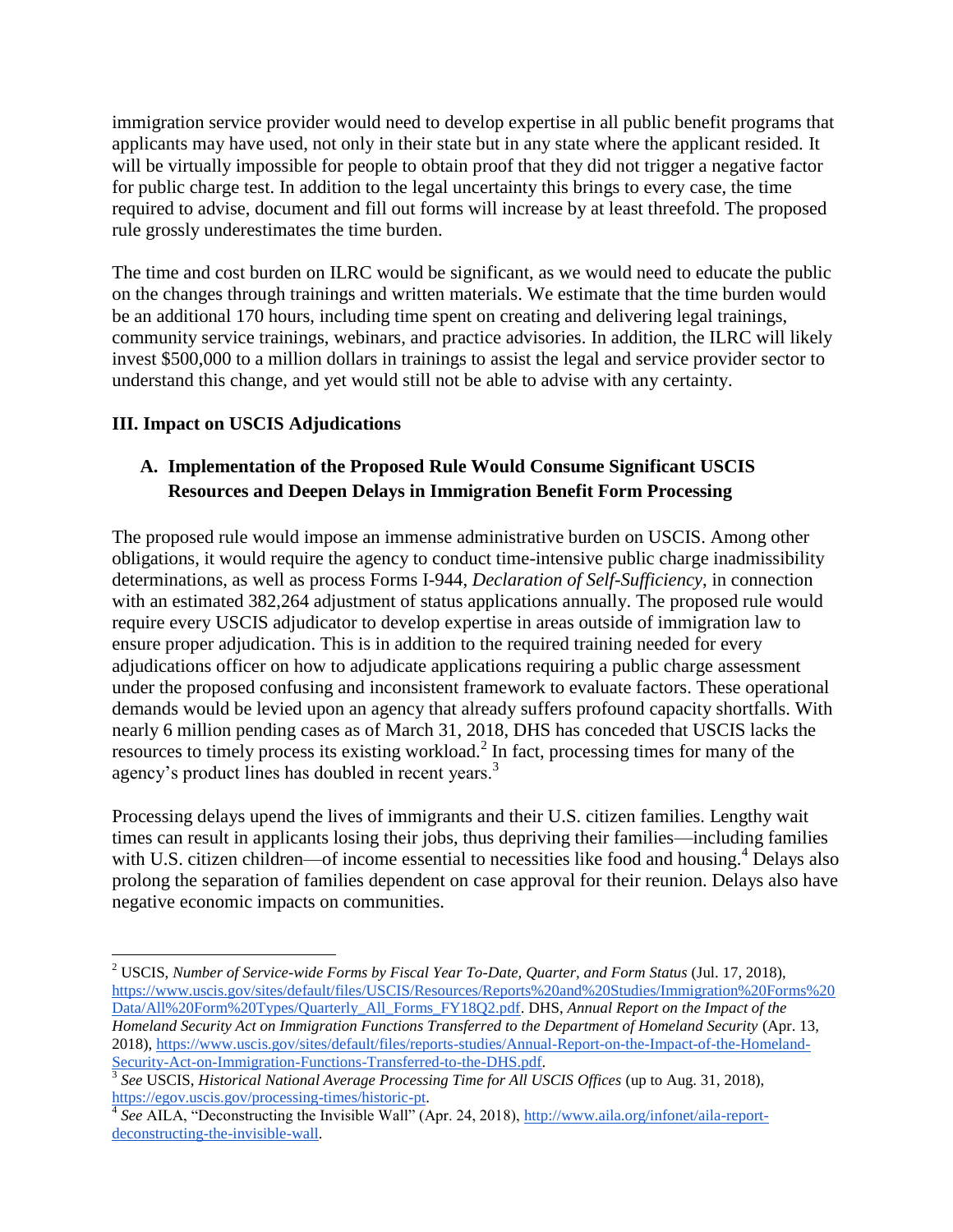immigration service provider would need to develop expertise in all public benefit programs that applicants may have used, not only in their state but in any state where the applicant resided. It will be virtually impossible for people to obtain proof that they did not trigger a negative factor for public charge test. In addition to the legal uncertainty this brings to every case, the time required to advise, document and fill out forms will increase by at least threefold. The proposed rule grossly underestimates the time burden.

The time and cost burden on ILRC would be significant, as we would need to educate the public on the changes through trainings and written materials. We estimate that the time burden would be an additional 170 hours, including time spent on creating and delivering legal trainings, community service trainings, webinars, and practice advisories. In addition, the ILRC will likely invest $500,000 to a million dollars in trainings to assist the legal and service provider sector to understand this change, and yet would still not be able to advise with any certainty.

## III. Impact on USCIS Adjudications

### A. Implementation of the Proposed Rule Would Consume Significant USCIS Resources and Deepen Delays in Immigration Benefit Form Processing

The proposed rule would impose an immense administrative burden on USCIS. Among other obligations, it would require the agency to conduct time-intensive public charge inadmissibility determinations, as well as process Forms I-944, *Declaration of Self-Sufficiency*, in connection with an estimated 382,264 adjustment of status applications annually. The proposed rule would require every USCIS adjudicator to develop expertise in areas outside of immigration law to ensure proper adjudication. This is in addition to the required training needed for every adjudications officer on how to adjudicate applications requiring a public charge assessment under the proposed confusing and inconsistent framework to evaluate factors. These operational demands would be levied upon an agency that already suffers profound capacity shortfalls. With nearly 6 million pending cases as of March 31, 2018, DHS has conceded that USCIS lacks the resources to timely process its existing workload.[2] In fact, processing times for many of the agency's product lines has doubled in recent years.[3]

Processing delays upend the lives of immigrants and their U.S. citizen families. Lengthy wait times can result in applicants losing their jobs, thus depriving their families—including families with U.S. citizen children—of income essential to necessities like food and housing.[4] Delays also prolong the separation of families dependent on case approval for their reunion. Delays also have negative economic impacts on communities.

---

[2] USCIS, *Number of Service-wide Forms by Fiscal Year To-Date, Quarter, and Form Status* (Jul. 17, 2018), https://www.uscis.gov/sites/default/files/USCIS/Resources/Reports%20and%20Studies/Immigration%20Forms%20Data/All%20Form%20Types/Quarterly_All_Forms_FY18Q2.pdf. DHS, *Annual Report on the Impact of the Homeland Security Act on Immigration Functions Transferred to the Department of Homeland Security* (Apr. 13, 2018), https://www.uscis.gov/sites/default/files/reports-studies/Annual-Report-on-the-Impact-of-the-Homeland-Security-Act-on-Immigration-Functions-Transferred-to-the-DHS.pdf.

[3] *See* USCIS, *Historical National Average Processing Time for All USCIS Offices* (up to Aug. 31, 2018), https://egov.uscis.gov/processing-times/historic-pt.

[4] *See* AILA, "Deconstructing the Invisible Wall" (Apr. 24, 2018), http://www.aila.org/infonet/aila-report-deconstructing-the-invisible-wall.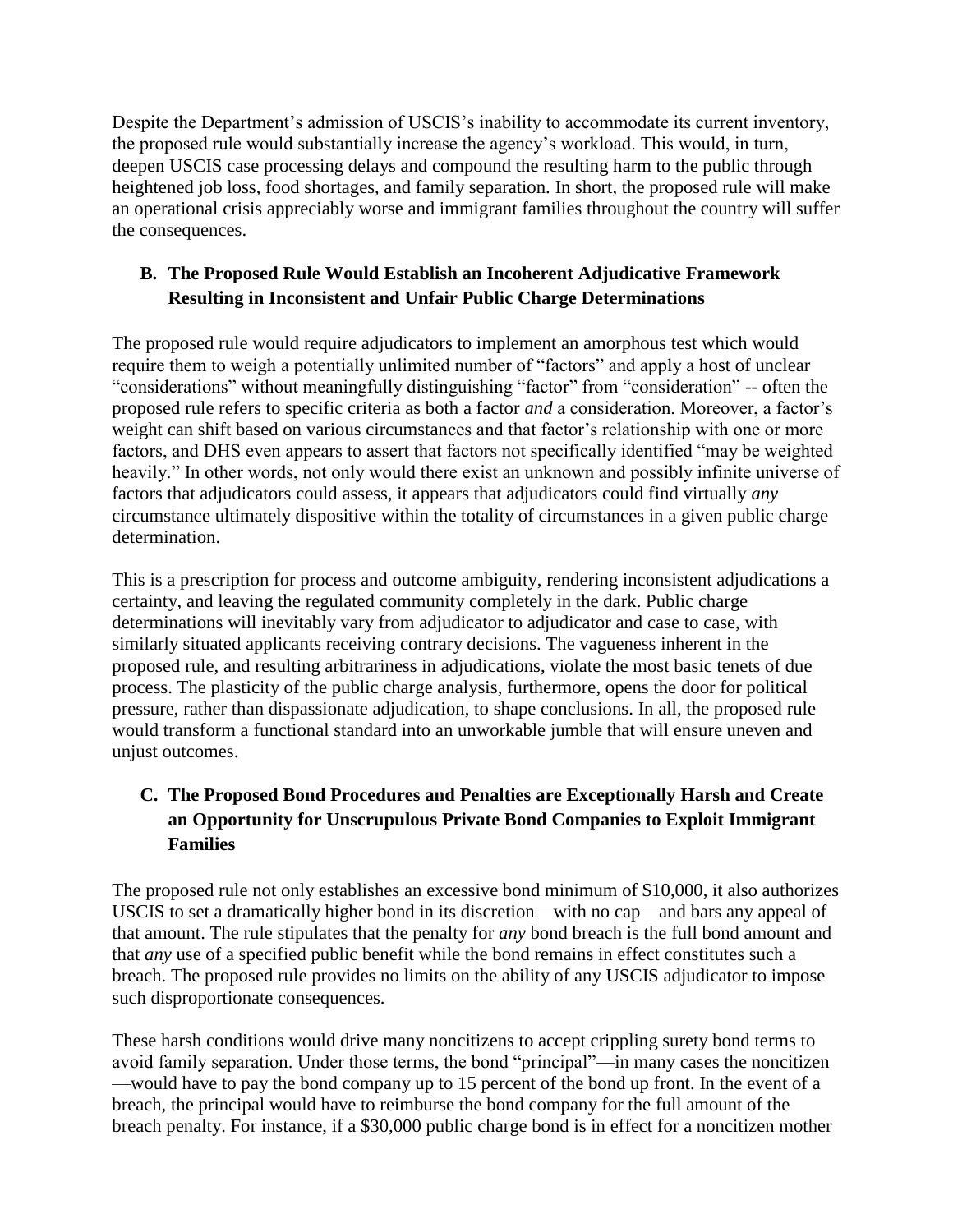Despite the Department's admission of USCIS's inability to accommodate its current inventory, the proposed rule would substantially increase the agency's workload. This would, in turn, deepen USCIS case processing delays and compound the resulting harm to the public through heightened job loss, food shortages, and family separation. In short, the proposed rule will make an operational crisis appreciably worse and immigrant families throughout the country will suffer the consequences.

### B. The Proposed Rule Would Establish an Incoherent Adjudicative Framework Resulting in Inconsistent and Unfair Public Charge Determinations

The proposed rule would require adjudicators to implement an amorphous test which would require them to weigh a potentially unlimited number of "factors" and apply a host of unclear "considerations" without meaningfully distinguishing "factor" from "consideration" -- often the proposed rule refers to specific criteria as both a factor *and* a consideration. Moreover, a factor's weight can shift based on various circumstances and that factor's relationship with one or more factors, and DHS even appears to assert that factors not specifically identified "may be weighted heavily." In other words, not only would there exist an unknown and possibly infinite universe of factors that adjudicators could assess, it appears that adjudicators could find virtually *any* circumstance ultimately dispositive within the totality of circumstances in a given public charge determination.

This is a prescription for process and outcome ambiguity, rendering inconsistent adjudications a certainty, and leaving the regulated community completely in the dark. Public charge determinations will inevitably vary from adjudicator to adjudicator and case to case, with similarly situated applicants receiving contrary decisions. The vagueness inherent in the proposed rule, and resulting arbitrariness in adjudications, violate the most basic tenets of due process. The plasticity of the public charge analysis, furthermore, opens the door for political pressure, rather than dispassionate adjudication, to shape conclusions. In all, the proposed rule would transform a functional standard into an unworkable jumble that will ensure uneven and unjust outcomes.

### C. The Proposed Bond Procedures and Penalties are Exceptionally Harsh and Create an Opportunity for Unscrupulous Private Bond Companies to Exploit Immigrant Families

The proposed rule not only establishes an excessive bond minimum of $10,000, it also authorizes USCIS to set a dramatically higher bond in its discretion—with no cap—and bars any appeal of that amount. The rule stipulates that the penalty for *any* bond breach is the full bond amount and that *any* use of a specified public benefit while the bond remains in effect constitutes such a breach. The proposed rule provides no limits on the ability of any USCIS adjudicator to impose such disproportionate consequences.

These harsh conditions would drive many noncitizens to accept crippling surety bond terms to avoid family separation. Under those terms, the bond "principal"—in many cases the noncitizen—would have to pay the bond company up to 15 percent of the bond up front. In the event of a breach, the principal would have to reimburse the bond company for the full amount of the breach penalty. For instance, if a $30,000 public charge bond is in effect for a noncitizen mother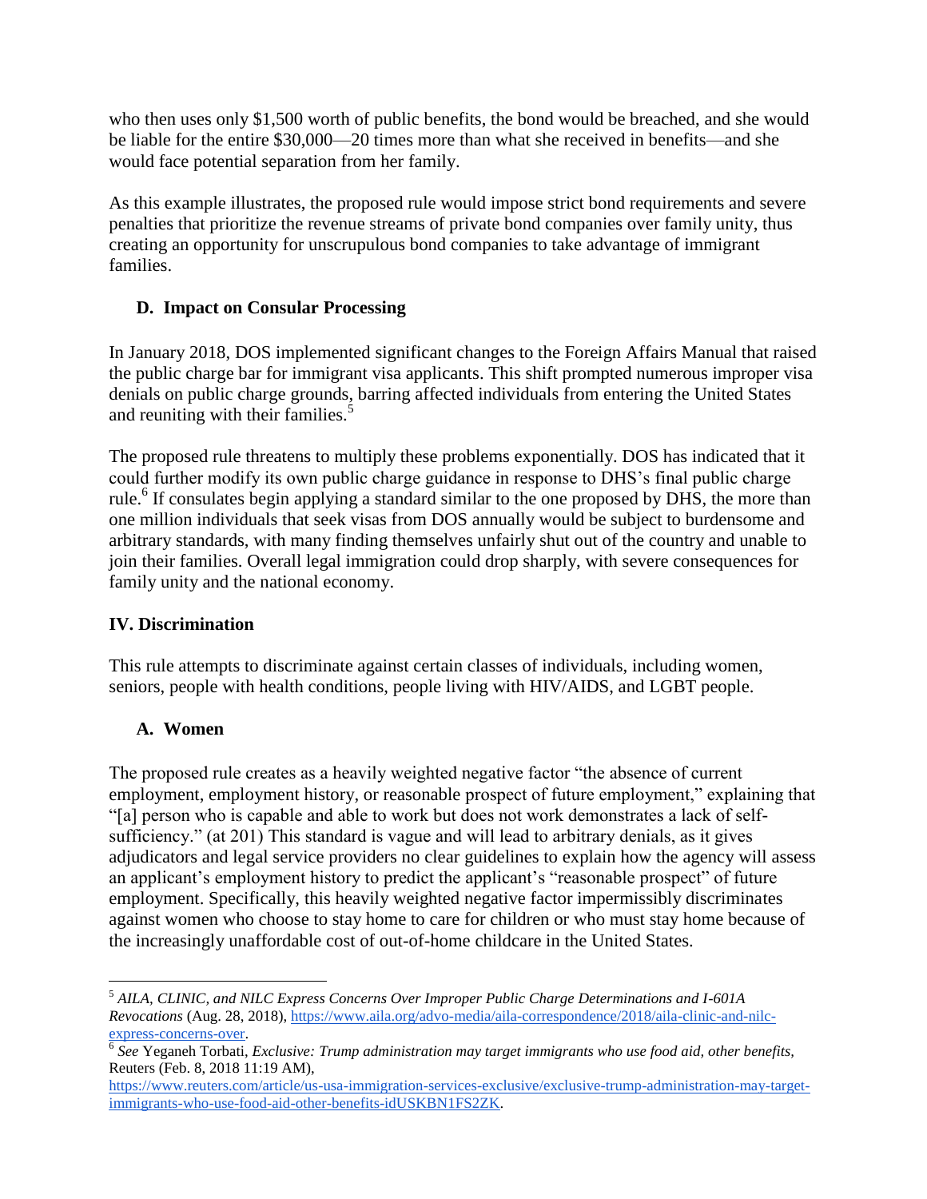who then uses only $1,500 worth of public benefits, the bond would be breached, and she would be liable for the entire $30,000—20 times more than what she received in benefits—and she would face potential separation from her family.

As this example illustrates, the proposed rule would impose strict bond requirements and severe penalties that prioritize the revenue streams of private bond companies over family unity, thus creating an opportunity for unscrupulous bond companies to take advantage of immigrant families.

### D. Impact on Consular Processing

In January 2018, DOS implemented significant changes to the Foreign Affairs Manual that raised the public charge bar for immigrant visa applicants. This shift prompted numerous improper visa denials on public charge grounds, barring affected individuals from entering the United States and reuniting with their families.[5]

The proposed rule threatens to multiply these problems exponentially. DOS has indicated that it could further modify its own public charge guidance in response to DHS's final public charge rule.[6] If consulates begin applying a standard similar to the one proposed by DHS, the more than one million individuals that seek visas from DOS annually would be subject to burdensome and arbitrary standards, with many finding themselves unfairly shut out of the country and unable to join their families. Overall legal immigration could drop sharply, with severe consequences for family unity and the national economy.

## IV. Discrimination

This rule attempts to discriminate against certain classes of individuals, including women, seniors, people with health conditions, people living with HIV/AIDS, and LGBT people.

### A. Women

The proposed rule creates as a heavily weighted negative factor "the absence of current employment, employment history, or reasonable prospect of future employment," explaining that "[a] person who is capable and able to work but does not work demonstrates a lack of self-sufficiency." (at 201) This standard is vague and will lead to arbitrary denials, as it gives adjudicators and legal service providers no clear guidelines to explain how the agency will assess an applicant's employment history to predict the applicant's "reasonable prospect" of future employment. Specifically, this heavily weighted negative factor impermissibly discriminates against women who choose to stay home to care for children or who must stay home because of the increasingly unaffordable cost of out-of-home childcare in the United States.

---

[5] *AILA, CLINIC, and NILC Express Concerns Over Improper Public Charge Determinations and I-601A Revocations* (Aug. 28, 2018), https://www.aila.org/advo-media/aila-correspondence/2018/aila-clinic-and-nilc-express-concerns-over.

[6] *See* Yeganeh Torbati, *Exclusive: Trump administration may target immigrants who use food aid, other benefits,* Reuters (Feb. 8, 2018 11:19 AM), https://www.reuters.com/article/us-usa-immigration-services-exclusive/exclusive-trump-administration-may-target-immigrants-who-use-food-aid-other-benefits-idUSKBN1FS2ZK.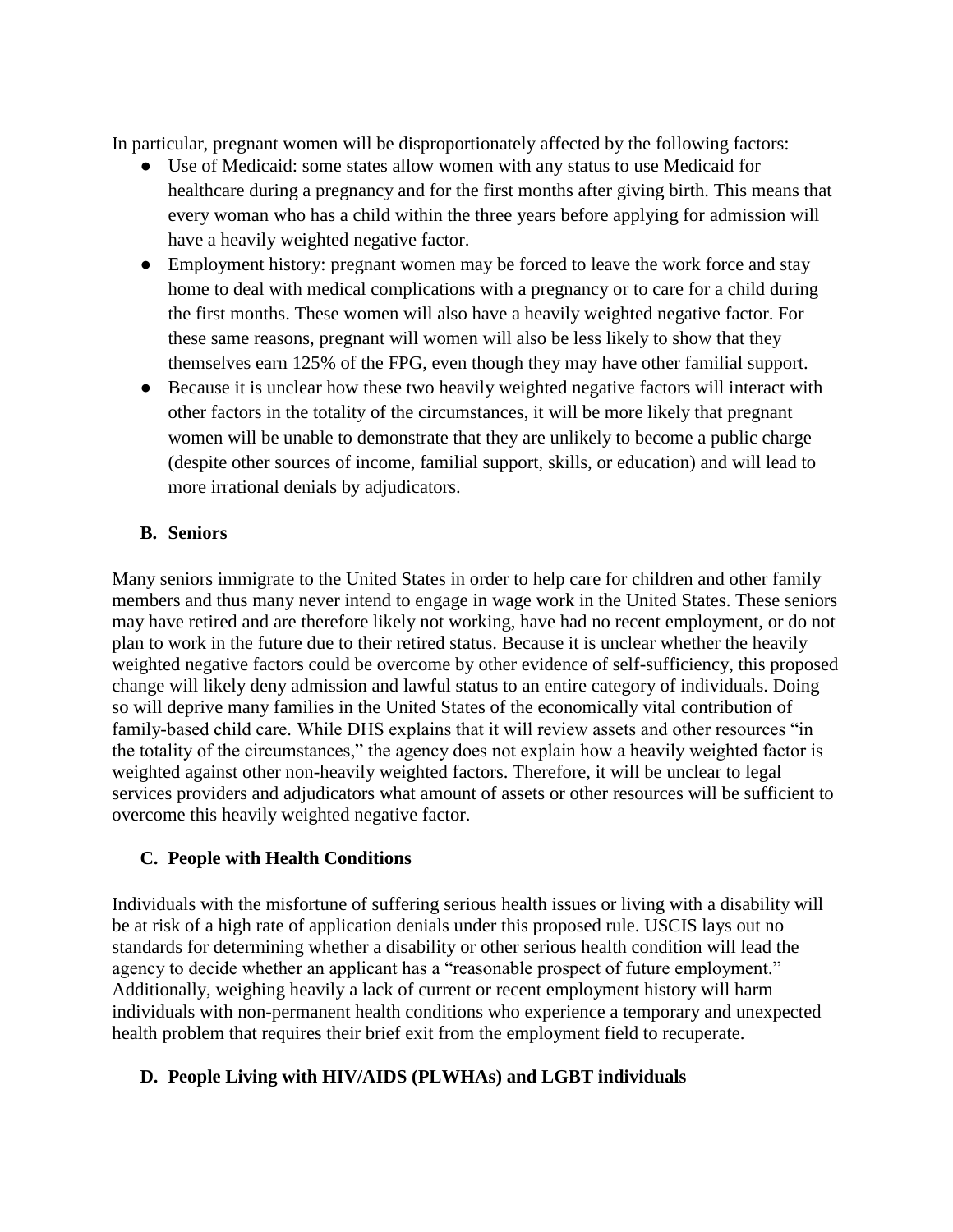In particular, pregnant women will be disproportionately affected by the following factors:

- Use of Medicaid: some states allow women with any status to use Medicaid for healthcare during a pregnancy and for the first months after giving birth. This means that every woman who has a child within the three years before applying for admission will have a heavily weighted negative factor.
- Employment history: pregnant women may be forced to leave the work force and stay home to deal with medical complications with a pregnancy or to care for a child during the first months. These women will also have a heavily weighted negative factor. For these same reasons, pregnant will women will also be less likely to show that they themselves earn 125% of the FPG, even though they may have other familial support.
- Because it is unclear how these two heavily weighted negative factors will interact with other factors in the totality of the circumstances, it will be more likely that pregnant women will be unable to demonstrate that they are unlikely to become a public charge (despite other sources of income, familial support, skills, or education) and will lead to more irrational denials by adjudicators.

### B. Seniors

Many seniors immigrate to the United States in order to help care for children and other family members and thus many never intend to engage in wage work in the United States. These seniors may have retired and are therefore likely not working, have had no recent employment, or do not plan to work in the future due to their retired status. Because it is unclear whether the heavily weighted negative factors could be overcome by other evidence of self-sufficiency, this proposed change will likely deny admission and lawful status to an entire category of individuals. Doing so will deprive many families in the United States of the economically vital contribution of family-based child care. While DHS explains that it will review assets and other resources "in the totality of the circumstances," the agency does not explain how a heavily weighted factor is weighted against other non-heavily weighted factors. Therefore, it will be unclear to legal services providers and adjudicators what amount of assets or other resources will be sufficient to overcome this heavily weighted negative factor.

### C. People with Health Conditions

Individuals with the misfortune of suffering serious health issues or living with a disability will be at risk of a high rate of application denials under this proposed rule. USCIS lays out no standards for determining whether a disability or other serious health condition will lead the agency to decide whether an applicant has a "reasonable prospect of future employment." Additionally, weighing heavily a lack of current or recent employment history will harm individuals with non-permanent health conditions who experience a temporary and unexpected health problem that requires their brief exit from the employment field to recuperate.

### D. People Living with HIV/AIDS (PLWHAs) and LGBT individuals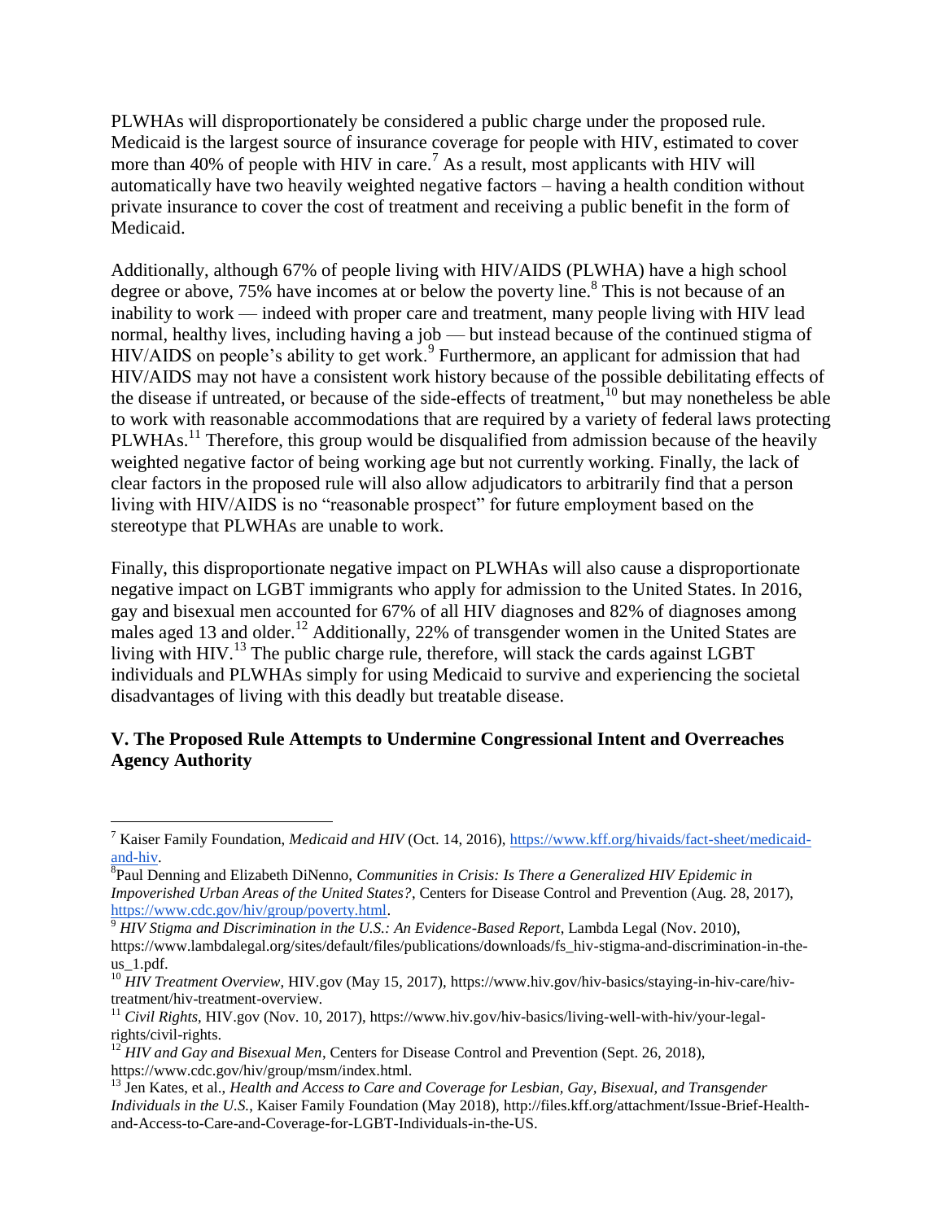PLWHAs will disproportionately be considered a public charge under the proposed rule. Medicaid is the largest source of insurance coverage for people with HIV, estimated to cover more than 40% of people with HIV in care.[7] As a result, most applicants with HIV will automatically have two heavily weighted negative factors – having a health condition without private insurance to cover the cost of treatment and receiving a public benefit in the form of Medicaid.

Additionally, although 67% of people living with HIV/AIDS (PLWHA) have a high school degree or above, 75% have incomes at or below the poverty line.[8] This is not because of an inability to work — indeed with proper care and treatment, many people living with HIV lead normal, healthy lives, including having a job — but instead because of the continued stigma of HIV/AIDS on people's ability to get work.[9] Furthermore, an applicant for admission that had HIV/AIDS may not have a consistent work history because of the possible debilitating effects of the disease if untreated, or because of the side-effects of treatment,[10] but may nonetheless be able to work with reasonable accommodations that are required by a variety of federal laws protecting PLWHAs.[11] Therefore, this group would be disqualified from admission because of the heavily weighted negative factor of being working age but not currently working. Finally, the lack of clear factors in the proposed rule will also allow adjudicators to arbitrarily find that a person living with HIV/AIDS is no "reasonable prospect" for future employment based on the stereotype that PLWHAs are unable to work.

Finally, this disproportionate negative impact on PLWHAs will also cause a disproportionate negative impact on LGBT immigrants who apply for admission to the United States. In 2016, gay and bisexual men accounted for 67% of all HIV diagnoses and 82% of diagnoses among males aged 13 and older.[12] Additionally, 22% of transgender women in the United States are living with HIV.[13] The public charge rule, therefore, will stack the cards against LGBT individuals and PLWHAs simply for using Medicaid to survive and experiencing the societal disadvantages of living with this deadly but treatable disease.

### V. The Proposed Rule Attempts to Undermine Congressional Intent and Overreaches Agency Authority

---

[7] Kaiser Family Foundation, *Medicaid and HIV* (Oct. 14, 2016), https://www.kff.org/hivaids/fact-sheet/medicaid-and-hiv.

[8] Paul Denning and Elizabeth DiNenno, *Communities in Crisis: Is There a Generalized HIV Epidemic in Impoverished Urban Areas of the United States?*, Centers for Disease Control and Prevention (Aug. 28, 2017), https://www.cdc.gov/hiv/group/poverty.html.

[9] *HIV Stigma and Discrimination in the U.S.: An Evidence-Based Report*, Lambda Legal (Nov. 2010), https://www.lambdalegal.org/sites/default/files/publications/downloads/fs_hiv-stigma-and-discrimination-in-the-us_1.pdf.

[10] *HIV Treatment Overview*, HIV.gov (May 15, 2017), https://www.hiv.gov/hiv-basics/staying-in-hiv-care/hiv-treatment/hiv-treatment-overview.

[11] *Civil Rights*, HIV.gov (Nov. 10, 2017), https://www.hiv.gov/hiv-basics/living-well-with-hiv/your-legal-rights/civil-rights.

[12] *HIV and Gay and Bisexual Men*, Centers for Disease Control and Prevention (Sept. 26, 2018), https://www.cdc.gov/hiv/group/msm/index.html.

[13] Jen Kates, et al., *Health and Access to Care and Coverage for Lesbian, Gay, Bisexual, and Transgender Individuals in the U.S.*, Kaiser Family Foundation (May 2018), http://files.kff.org/attachment/Issue-Brief-Health-and-Access-to-Care-and-Coverage-for-LGBT-Individuals-in-the-US.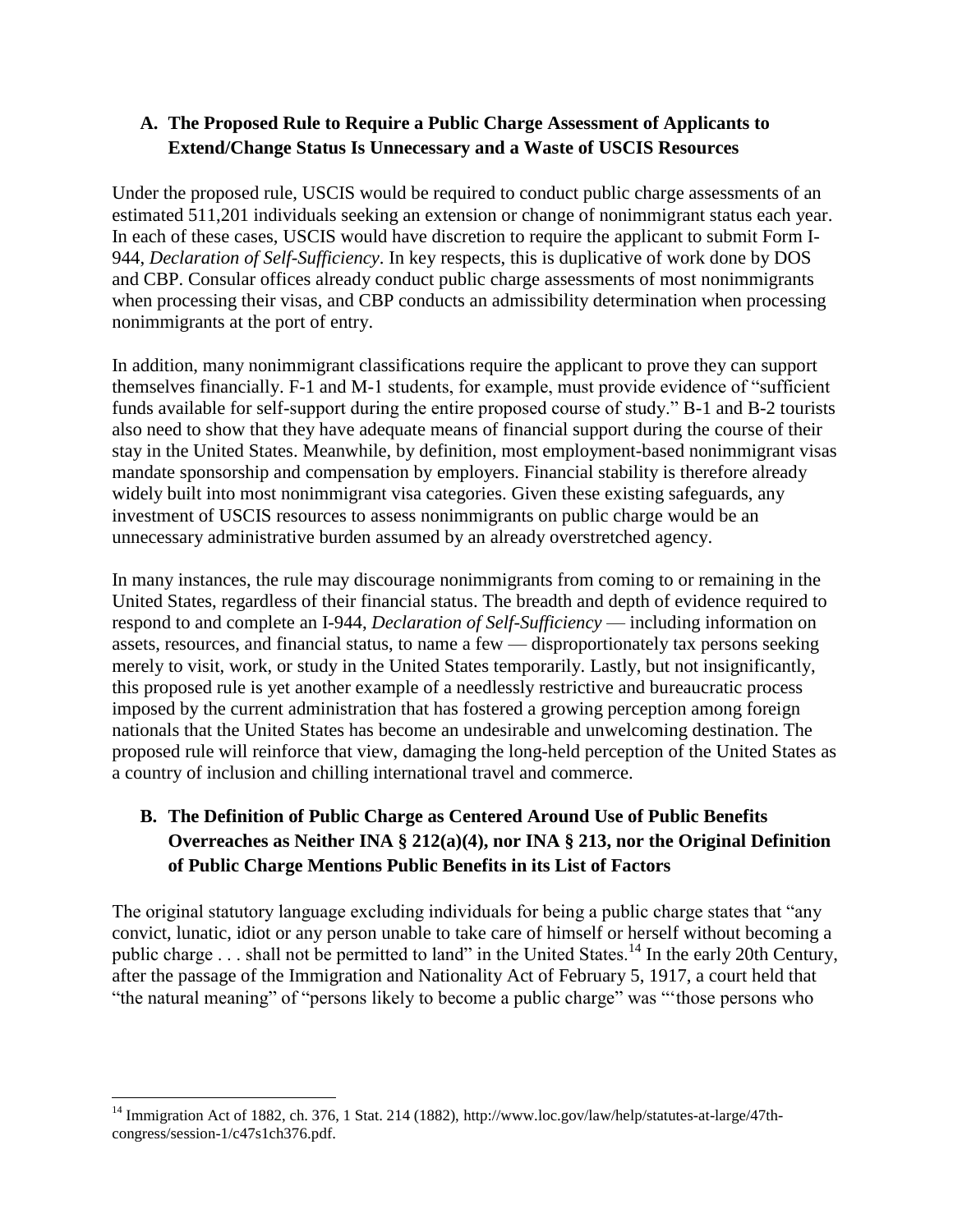### A. The Proposed Rule to Require a Public Charge Assessment of Applicants to Extend/Change Status Is Unnecessary and a Waste of USCIS Resources

Under the proposed rule, USCIS would be required to conduct public charge assessments of an estimated 511,201 individuals seeking an extension or change of nonimmigrant status each year. In each of these cases, USCIS would have discretion to require the applicant to submit Form I-944, *Declaration of Self-Sufficiency*. In key respects, this is duplicative of work done by DOS and CBP. Consular offices already conduct public charge assessments of most nonimmigrants when processing their visas, and CBP conducts an admissibility determination when processing nonimmigrants at the port of entry.

In addition, many nonimmigrant classifications require the applicant to prove they can support themselves financially. F-1 and M-1 students, for example, must provide evidence of "sufficient funds available for self-support during the entire proposed course of study." B-1 and B-2 tourists also need to show that they have adequate means of financial support during the course of their stay in the United States. Meanwhile, by definition, most employment-based nonimmigrant visas mandate sponsorship and compensation by employers. Financial stability is therefore already widely built into most nonimmigrant visa categories. Given these existing safeguards, any investment of USCIS resources to assess nonimmigrants on public charge would be an unnecessary administrative burden assumed by an already overstretched agency.

In many instances, the rule may discourage nonimmigrants from coming to or remaining in the United States, regardless of their financial status. The breadth and depth of evidence required to respond to and complete an I-944, *Declaration of Self-Sufficiency* — including information on assets, resources, and financial status, to name a few — disproportionately tax persons seeking merely to visit, work, or study in the United States temporarily. Lastly, but not insignificantly, this proposed rule is yet another example of a needlessly restrictive and bureaucratic process imposed by the current administration that has fostered a growing perception among foreign nationals that the United States has become an undesirable and unwelcoming destination. The proposed rule will reinforce that view, damaging the long-held perception of the United States as a country of inclusion and chilling international travel and commerce.

### B. The Definition of Public Charge as Centered Around Use of Public Benefits Overreaches as Neither INA § 212(a)(4), nor INA § 213, nor the Original Definition of Public Charge Mentions Public Benefits in its List of Factors

The original statutory language excluding individuals for being a public charge states that "any convict, lunatic, idiot or any person unable to take care of himself or herself without becoming a public charge . . . shall not be permitted to land" in the United States.[14] In the early 20th Century, after the passage of the Immigration and Nationality Act of February 5, 1917, a court held that "the natural meaning" of "persons likely to become a public charge" was "'those persons who

[14] Immigration Act of 1882, ch. 376, 1 Stat. 214 (1882), http://www.loc.gov/law/help/statutes-at-large/47th-congress/session-1/c47s1ch376.pdf.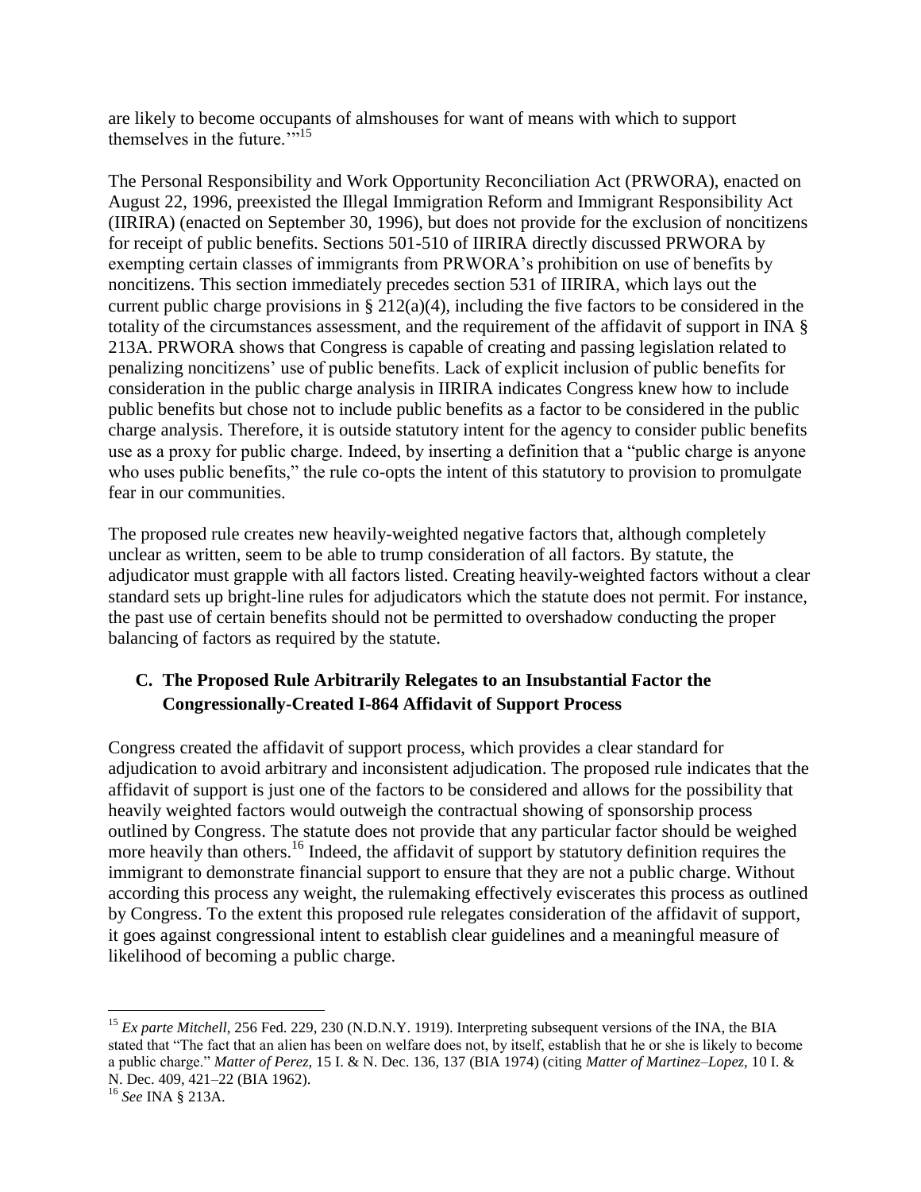are likely to become occupants of almshouses for want of means with which to support themselves in the future.'"[15]

The Personal Responsibility and Work Opportunity Reconciliation Act (PRWORA), enacted on August 22, 1996, preexisted the Illegal Immigration Reform and Immigrant Responsibility Act (IIRIRA) (enacted on September 30, 1996), but does not provide for the exclusion of noncitizens for receipt of public benefits. Sections 501-510 of IIRIRA directly discussed PRWORA by exempting certain classes of immigrants from PRWORA's prohibition on use of benefits by noncitizens. This section immediately precedes section 531 of IIRIRA, which lays out the current public charge provisions in § 212(a)(4), including the five factors to be considered in the totality of the circumstances assessment, and the requirement of the affidavit of support in INA § 213A. PRWORA shows that Congress is capable of creating and passing legislation related to penalizing noncitizens' use of public benefits. Lack of explicit inclusion of public benefits for consideration in the public charge analysis in IIRIRA indicates Congress knew how to include public benefits but chose not to include public benefits as a factor to be considered in the public charge analysis. Therefore, it is outside statutory intent for the agency to consider public benefits use as a proxy for public charge. Indeed, by inserting a definition that a "public charge is anyone who uses public benefits," the rule co-opts the intent of this statutory to provision to promulgate fear in our communities.

The proposed rule creates new heavily-weighted negative factors that, although completely unclear as written, seem to be able to trump consideration of all factors. By statute, the adjudicator must grapple with all factors listed. Creating heavily-weighted factors without a clear standard sets up bright-line rules for adjudicators which the statute does not permit. For instance, the past use of certain benefits should not be permitted to overshadow conducting the proper balancing of factors as required by the statute.

### C. The Proposed Rule Arbitrarily Relegates to an Insubstantial Factor the Congressionally-Created I-864 Affidavit of Support Process

Congress created the affidavit of support process, which provides a clear standard for adjudication to avoid arbitrary and inconsistent adjudication. The proposed rule indicates that the affidavit of support is just one of the factors to be considered and allows for the possibility that heavily weighted factors would outweigh the contractual showing of sponsorship process outlined by Congress. The statute does not provide that any particular factor should be weighed more heavily than others.[16] Indeed, the affidavit of support by statutory definition requires the immigrant to demonstrate financial support to ensure that they are not a public charge. Without according this process any weight, the rulemaking effectively eviscerates this process as outlined by Congress. To the extent this proposed rule relegates consideration of the affidavit of support, it goes against congressional intent to establish clear guidelines and a meaningful measure of likelihood of becoming a public charge.

---

[15] *Ex parte Mitchell*, 256 Fed. 229, 230 (N.D.N.Y. 1919). Interpreting subsequent versions of the INA, the BIA stated that "The fact that an alien has been on welfare does not, by itself, establish that he or she is likely to become a public charge." *Matter of Perez*, 15 I. & N. Dec. 136, 137 (BIA 1974) (citing *Matter of Martinez–Lopez*, 10 I. & N. Dec. 409, 421–22 (BIA 1962).

[16] *See* INA § 213A.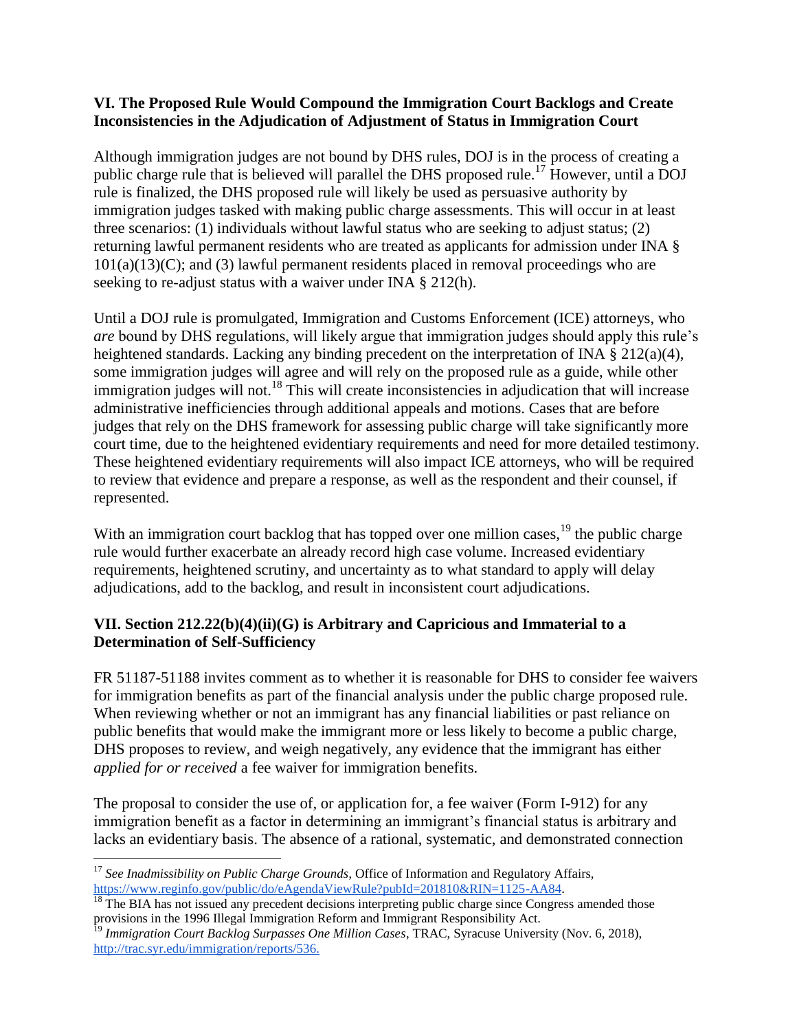### VI. The Proposed Rule Would Compound the Immigration Court Backlogs and Create Inconsistencies in the Adjudication of Adjustment of Status in Immigration Court

Although immigration judges are not bound by DHS rules, DOJ is in the process of creating a public charge rule that is believed will parallel the DHS proposed rule.[17] However, until a DOJ rule is finalized, the DHS proposed rule will likely be used as persuasive authority by immigration judges tasked with making public charge assessments. This will occur in at least three scenarios: (1) individuals without lawful status who are seeking to adjust status; (2) returning lawful permanent residents who are treated as applicants for admission under INA § 101(a)(13)(C); and (3) lawful permanent residents placed in removal proceedings who are seeking to re-adjust status with a waiver under INA § 212(h).

Until a DOJ rule is promulgated, Immigration and Customs Enforcement (ICE) attorneys, who *are* bound by DHS regulations, will likely argue that immigration judges should apply this rule's heightened standards. Lacking any binding precedent on the interpretation of INA § 212(a)(4), some immigration judges will agree and will rely on the proposed rule as a guide, while other immigration judges will not.[18] This will create inconsistencies in adjudication that will increase administrative inefficiencies through additional appeals and motions. Cases that are before judges that rely on the DHS framework for assessing public charge will take significantly more court time, due to the heightened evidentiary requirements and need for more detailed testimony. These heightened evidentiary requirements will also impact ICE attorneys, who will be required to review that evidence and prepare a response, as well as the respondent and their counsel, if represented.

With an immigration court backlog that has topped over one million cases,[19] the public charge rule would further exacerbate an already record high case volume. Increased evidentiary requirements, heightened scrutiny, and uncertainty as to what standard to apply will delay adjudications, add to the backlog, and result in inconsistent court adjudications.

### VII. Section 212.22(b)(4)(ii)(G) is Arbitrary and Capricious and Immaterial to a Determination of Self-Sufficiency

FR 51187-51188 invites comment as to whether it is reasonable for DHS to consider fee waivers for immigration benefits as part of the financial analysis under the public charge proposed rule. When reviewing whether or not an immigrant has any financial liabilities or past reliance on public benefits that would make the immigrant more or less likely to become a public charge, DHS proposes to review, and weigh negatively, any evidence that the immigrant has either *applied for or received* a fee waiver for immigration benefits.

The proposal to consider the use of, or application for, a fee waiver (Form I-912) for any immigration benefit as a factor in determining an immigrant's financial status is arbitrary and lacks an evidentiary basis. The absence of a rational, systematic, and demonstrated connection

---

[17] *See Inadmissibility on Public Charge Grounds*, Office of Information and Regulatory Affairs, https://www.reginfo.gov/public/do/eAgendaViewRule?pubId=201810&RIN=1125-AA84.

[18] The BIA has not issued any precedent decisions interpreting public charge since Congress amended those provisions in the 1996 Illegal Immigration Reform and Immigrant Responsibility Act.

[19] *Immigration Court Backlog Surpasses One Million Cases*, TRAC, Syracuse University (Nov. 6, 2018), http://trac.syr.edu/immigration/reports/536.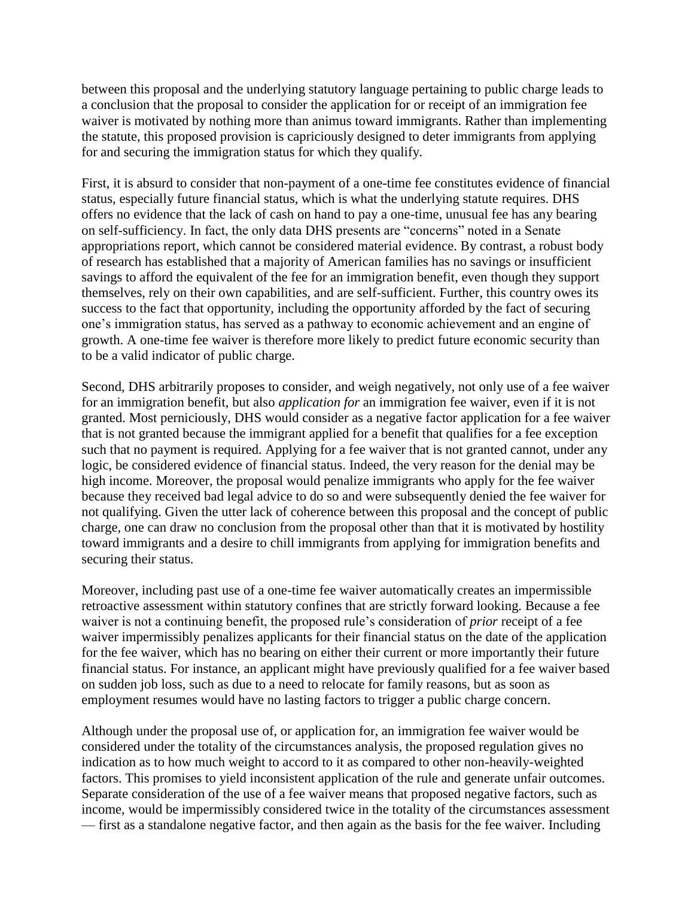between this proposal and the underlying statutory language pertaining to public charge leads to a conclusion that the proposal to consider the application for or receipt of an immigration fee waiver is motivated by nothing more than animus toward immigrants. Rather than implementing the statute, this proposed provision is capriciously designed to deter immigrants from applying for and securing the immigration status for which they qualify.

First, it is absurd to consider that non-payment of a one-time fee constitutes evidence of financial status, especially future financial status, which is what the underlying statute requires. DHS offers no evidence that the lack of cash on hand to pay a one-time, unusual fee has any bearing on self-sufficiency. In fact, the only data DHS presents are "concerns" noted in a Senate appropriations report, which cannot be considered material evidence. By contrast, a robust body of research has established that a majority of American families has no savings or insufficient savings to afford the equivalent of the fee for an immigration benefit, even though they support themselves, rely on their own capabilities, and are self-sufficient. Further, this country owes its success to the fact that opportunity, including the opportunity afforded by the fact of securing one's immigration status, has served as a pathway to economic achievement and an engine of growth. A one-time fee waiver is therefore more likely to predict future economic security than to be a valid indicator of public charge.

Second, DHS arbitrarily proposes to consider, and weigh negatively, not only use of a fee waiver for an immigration benefit, but also *application for* an immigration fee waiver, even if it is not granted. Most perniciously, DHS would consider as a negative factor application for a fee waiver that is not granted because the immigrant applied for a benefit that qualifies for a fee exception such that no payment is required. Applying for a fee waiver that is not granted cannot, under any logic, be considered evidence of financial status. Indeed, the very reason for the denial may be high income. Moreover, the proposal would penalize immigrants who apply for the fee waiver because they received bad legal advice to do so and were subsequently denied the fee waiver for not qualifying. Given the utter lack of coherence between this proposal and the concept of public charge, one can draw no conclusion from the proposal other than that it is motivated by hostility toward immigrants and a desire to chill immigrants from applying for immigration benefits and securing their status.

Moreover, including past use of a one-time fee waiver automatically creates an impermissible retroactive assessment within statutory confines that are strictly forward looking. Because a fee waiver is not a continuing benefit, the proposed rule's consideration of *prior* receipt of a fee waiver impermissibly penalizes applicants for their financial status on the date of the application for the fee waiver, which has no bearing on either their current or more importantly their future financial status. For instance, an applicant might have previously qualified for a fee waiver based on sudden job loss, such as due to a need to relocate for family reasons, but as soon as employment resumes would have no lasting factors to trigger a public charge concern.

Although under the proposal use of, or application for, an immigration fee waiver would be considered under the totality of the circumstances analysis, the proposed regulation gives no indication as to how much weight to accord to it as compared to other non-heavily-weighted factors. This promises to yield inconsistent application of the rule and generate unfair outcomes. Separate consideration of the use of a fee waiver means that proposed negative factors, such as income, would be impermissibly considered twice in the totality of the circumstances assessment — first as a standalone negative factor, and then again as the basis for the fee waiver. Including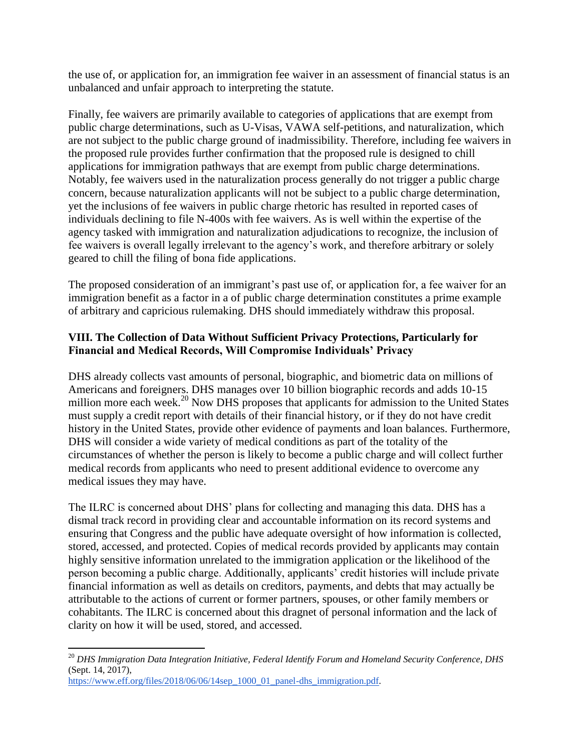the use of, or application for, an immigration fee waiver in an assessment of financial status is an unbalanced and unfair approach to interpreting the statute.

Finally, fee waivers are primarily available to categories of applications that are exempt from public charge determinations, such as U-Visas, VAWA self-petitions, and naturalization, which are not subject to the public charge ground of inadmissibility. Therefore, including fee waivers in the proposed rule provides further confirmation that the proposed rule is designed to chill applications for immigration pathways that are exempt from public charge determinations. Notably, fee waivers used in the naturalization process generally do not trigger a public charge concern, because naturalization applicants will not be subject to a public charge determination, yet the inclusions of fee waivers in public charge rhetoric has resulted in reported cases of individuals declining to file N-400s with fee waivers. As is well within the expertise of the agency tasked with immigration and naturalization adjudications to recognize, the inclusion of fee waivers is overall legally irrelevant to the agency's work, and therefore arbitrary or solely geared to chill the filing of bona fide applications.

The proposed consideration of an immigrant's past use of, or application for, a fee waiver for an immigration benefit as a factor in a of public charge determination constitutes a prime example of arbitrary and capricious rulemaking. DHS should immediately withdraw this proposal.

### VIII. The Collection of Data Without Sufficient Privacy Protections, Particularly for Financial and Medical Records, Will Compromise Individuals' Privacy

DHS already collects vast amounts of personal, biographic, and biometric data on millions of Americans and foreigners. DHS manages over 10 billion biographic records and adds 10-15 million more each week.[20] Now DHS proposes that applicants for admission to the United States must supply a credit report with details of their financial history, or if they do not have credit history in the United States, provide other evidence of payments and loan balances. Furthermore, DHS will consider a wide variety of medical conditions as part of the totality of the circumstances of whether the person is likely to become a public charge and will collect further medical records from applicants who need to present additional evidence to overcome any medical issues they may have.

The ILRC is concerned about DHS' plans for collecting and managing this data. DHS has a dismal track record in providing clear and accountable information on its record systems and ensuring that Congress and the public have adequate oversight of how information is collected, stored, accessed, and protected. Copies of medical records provided by applicants may contain highly sensitive information unrelated to the immigration application or the likelihood of the person becoming a public charge. Additionally, applicants' credit histories will include private financial information as well as details on creditors, payments, and debts that may actually be attributable to the actions of current or former partners, spouses, or other family members or cohabitants. The ILRC is concerned about this dragnet of personal information and the lack of clarity on how it will be used, stored, and accessed.

---

[20] *DHS Immigration Data Integration Initiative, Federal Identify Forum and Homeland Security Conference, DHS* (Sept. 14, 2017), https://www.eff.org/files/2018/06/06/14sep_1000_01_panel-dhs_immigration.pdf.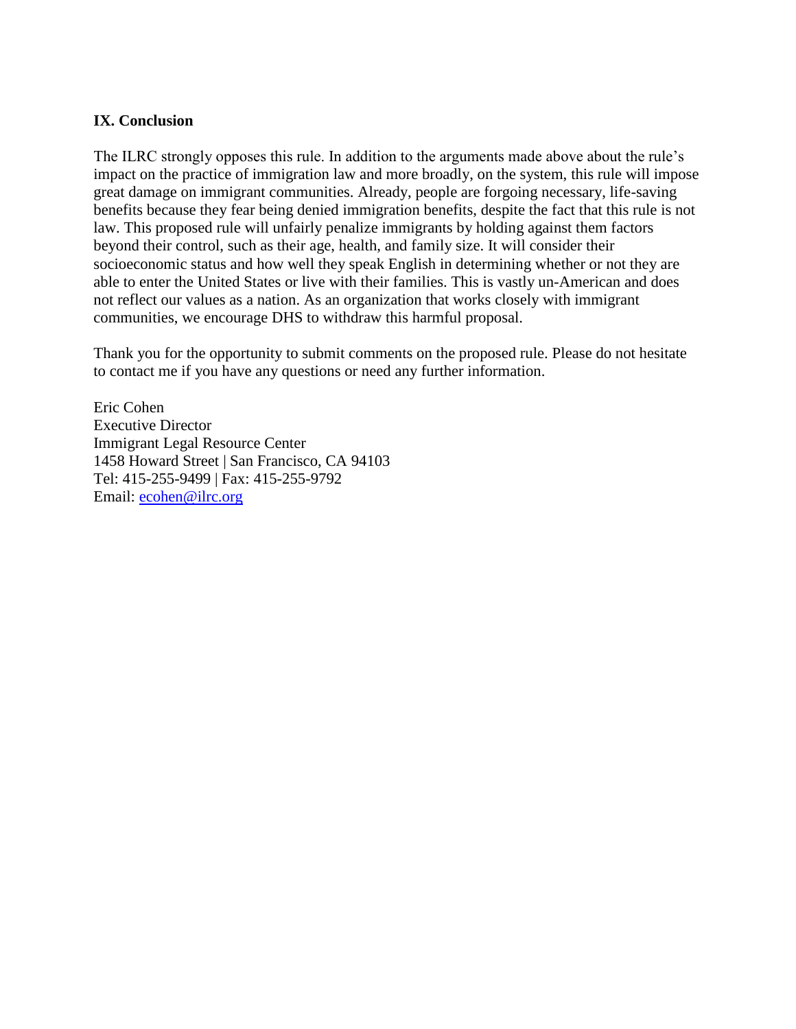## IX. Conclusion

The ILRC strongly opposes this rule. In addition to the arguments made above about the rule's impact on the practice of immigration law and more broadly, on the system, this rule will impose great damage on immigrant communities. Already, people are forgoing necessary, life-saving benefits because they fear being denied immigration benefits, despite the fact that this rule is not law. This proposed rule will unfairly penalize immigrants by holding against them factors beyond their control, such as their age, health, and family size. It will consider their socioeconomic status and how well they speak English in determining whether or not they are able to enter the United States or live with their families. This is vastly un-American and does not reflect our values as a nation. As an organization that works closely with immigrant communities, we encourage DHS to withdraw this harmful proposal.

Thank you for the opportunity to submit comments on the proposed rule. Please do not hesitate to contact me if you have any questions or need any further information.

Eric Cohen
Executive Director
Immigrant Legal Resource Center
1458 Howard Street | San Francisco, CA 94103
Tel: 415-255-9499 | Fax: 415-255-9792
Email: ecohen@ilrc.org